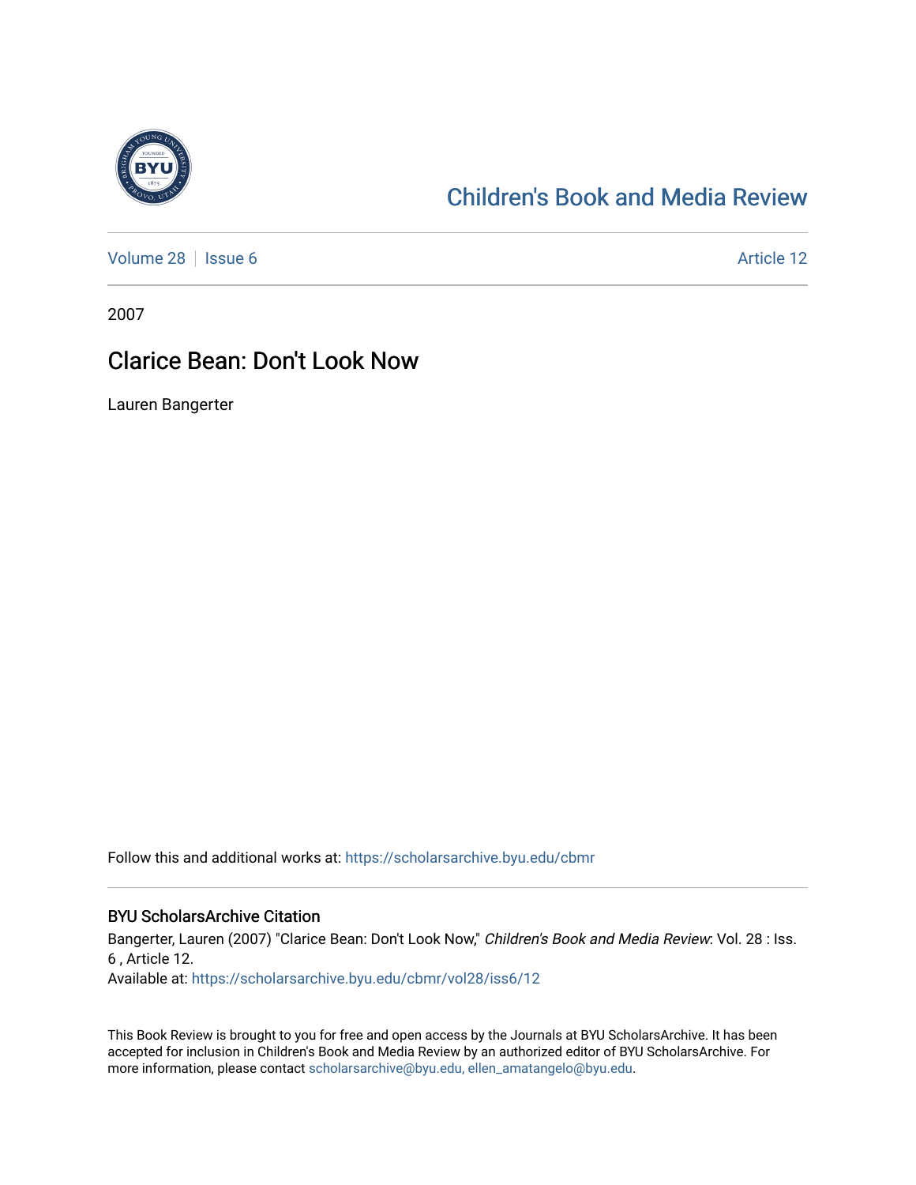# Children's Book and Media Review

Volume 28 | Issue 6 | Article 12

2007

## Clarice Bean: Don't Look Now

Lauren Bangerter

Follow this and additional works at: https://scholarsarchive.byu.edu/cbmr

### BYU ScholarsArchive Citation

Bangerter, Lauren (2007) "Clarice Bean: Don't Look Now," *Children's Book and Media Review*: Vol. 28 : Iss. 6 , Article 12.
Available at: https://scholarsarchive.byu.edu/cbmr/vol28/iss6/12

This Book Review is brought to you for free and open access by the Journals at BYU ScholarsArchive. It has been accepted for inclusion in Children's Book and Media Review by an authorized editor of BYU ScholarsArchive. For more information, please contact scholarsarchive@byu.edu, ellen_amatangelo@byu.edu.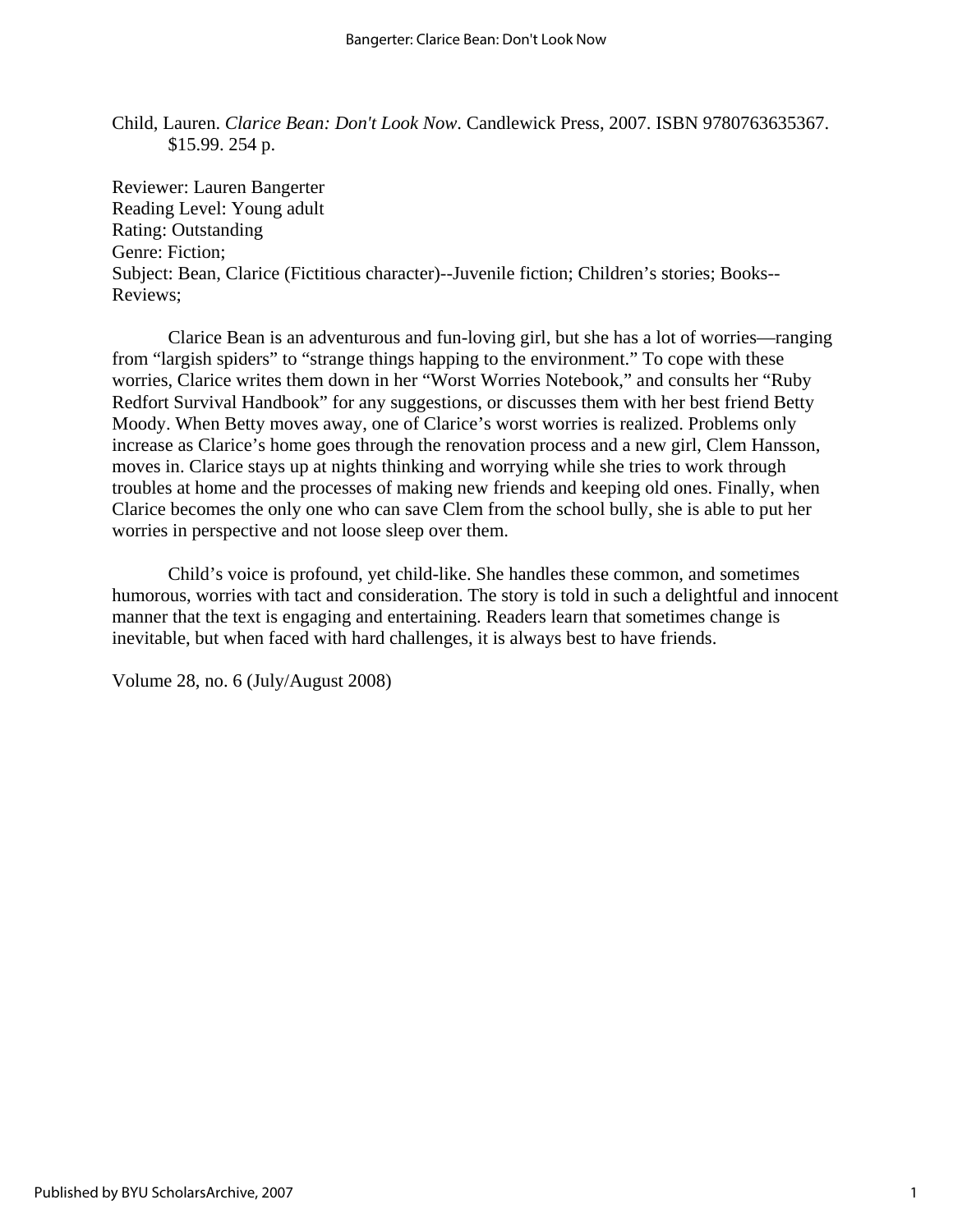Child, Lauren. *Clarice Bean: Don't Look Now*. Candlewick Press, 2007. ISBN 9780763635367. $15.99. 254 p.

Reviewer: Lauren Bangerter
Reading Level: Young adult
Rating: Outstanding
Genre: Fiction;
Subject: Bean, Clarice (Fictitious character)--Juvenile fiction; Children's stories; Books--Reviews;

Clarice Bean is an adventurous and fun-loving girl, but she has a lot of worries—ranging from "largish spiders" to "strange things happing to the environment." To cope with these worries, Clarice writes them down in her "Worst Worries Notebook," and consults her "Ruby Redfort Survival Handbook" for any suggestions, or discusses them with her best friend Betty Moody. When Betty moves away, one of Clarice's worst worries is realized. Problems only increase as Clarice's home goes through the renovation process and a new girl, Clem Hansson, moves in. Clarice stays up at nights thinking and worrying while she tries to work through troubles at home and the processes of making new friends and keeping old ones. Finally, when Clarice becomes the only one who can save Clem from the school bully, she is able to put her worries in perspective and not loose sleep over them.

Child's voice is profound, yet child-like. She handles these common, and sometimes humorous, worries with tact and consideration. The story is told in such a delightful and innocent manner that the text is engaging and entertaining. Readers learn that sometimes change is inevitable, but when faced with hard challenges, it is always best to have friends.

Volume 28, no. 6 (July/August 2008)